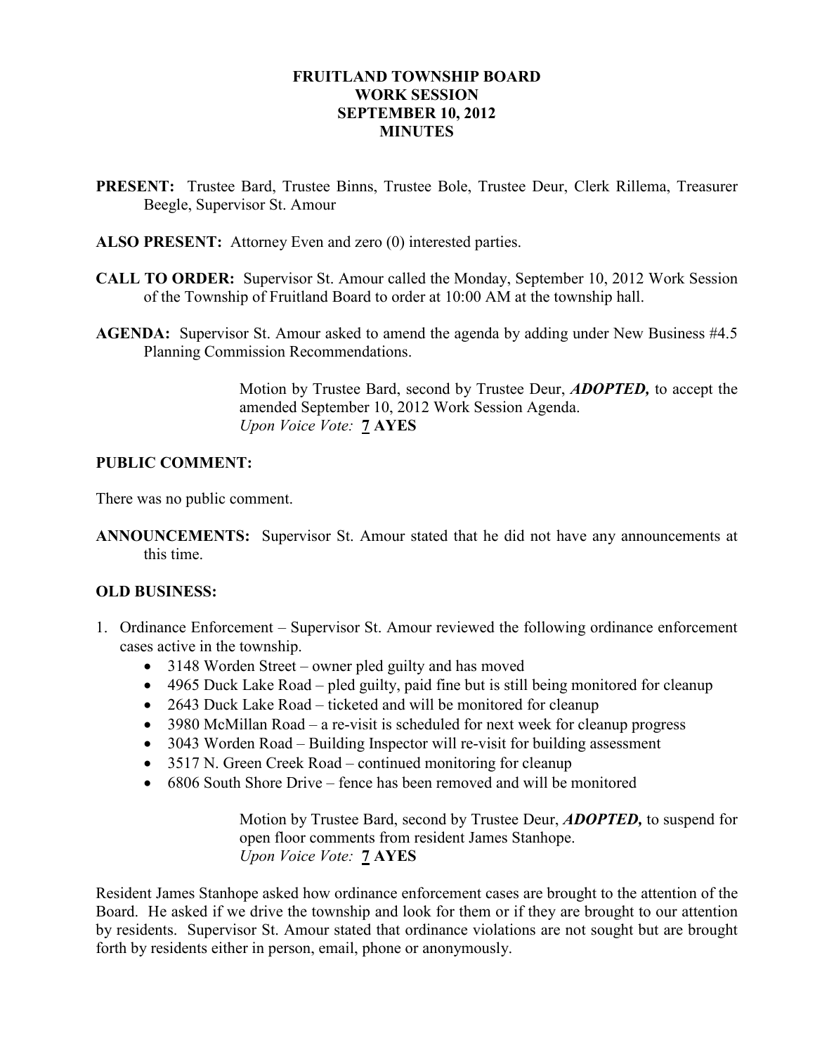# FRUITLAND TOWNSHIP BOARD
# WORK SESSION
# SEPTEMBER 10, 2012
# MINUTES

**PRESENT:** Trustee Bard, Trustee Binns, Trustee Bole, Trustee Deur, Clerk Rillema, Treasurer Beegle, Supervisor St. Amour

**ALSO PRESENT:** Attorney Even and zero (0) interested parties.

**CALL TO ORDER:** Supervisor St. Amour called the Monday, September 10, 2012 Work Session of the Township of Fruitland Board to order at 10:00 AM at the township hall.

**AGENDA:** Supervisor St. Amour asked to amend the agenda by adding under New Business #4.5 Planning Commission Recommendations.

> Motion by Trustee Bard, second by Trustee Deur, ***ADOPTED,*** to accept the amended September 10, 2012 Work Session Agenda.
> *Upon Voice Vote:* **7 AYES**

**PUBLIC COMMENT:**

There was no public comment.

**ANNOUNCEMENTS:** Supervisor St. Amour stated that he did not have any announcements at this time.

**OLD BUSINESS:**

1. Ordinance Enforcement – Supervisor St. Amour reviewed the following ordinance enforcement cases active in the township.
   - 3148 Worden Street – owner pled guilty and has moved
   - 4965 Duck Lake Road – pled guilty, paid fine but is still being monitored for cleanup
   - 2643 Duck Lake Road – ticketed and will be monitored for cleanup
   - 3980 McMillan Road – a re-visit is scheduled for next week for cleanup progress
   - 3043 Worden Road – Building Inspector will re-visit for building assessment
   - 3517 N. Green Creek Road – continued monitoring for cleanup
   - 6806 South Shore Drive – fence has been removed and will be monitored

> Motion by Trustee Bard, second by Trustee Deur, ***ADOPTED,*** to suspend for open floor comments from resident James Stanhope.
> *Upon Voice Vote:* **7 AYES**

Resident James Stanhope asked how ordinance enforcement cases are brought to the attention of the Board. He asked if we drive the township and look for them or if they are brought to our attention by residents. Supervisor St. Amour stated that ordinance violations are not sought but are brought forth by residents either in person, email, phone or anonymously.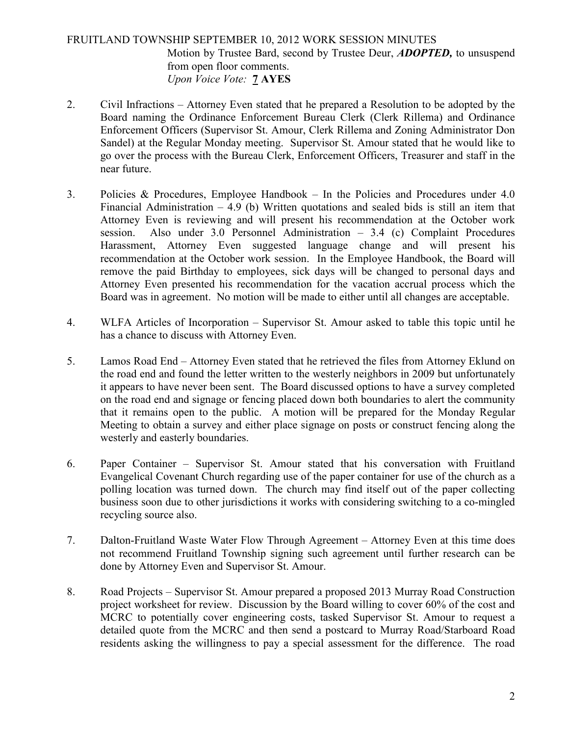Motion by Trustee Bard, second by Trustee Deur, ***ADOPTED,*** to unsuspend from open floor comments.
*Upon Voice Vote:* **7 AYES**

2. Civil Infractions – Attorney Even stated that he prepared a Resolution to be adopted by the Board naming the Ordinance Enforcement Bureau Clerk (Clerk Rillema) and Ordinance Enforcement Officers (Supervisor St. Amour, Clerk Rillema and Zoning Administrator Don Sandel) at the Regular Monday meeting. Supervisor St. Amour stated that he would like to go over the process with the Bureau Clerk, Enforcement Officers, Treasurer and staff in the near future.

3. Policies & Procedures, Employee Handbook – In the Policies and Procedures under 4.0 Financial Administration – 4.9 (b) Written quotations and sealed bids is still an item that Attorney Even is reviewing and will present his recommendation at the October work session. Also under 3.0 Personnel Administration – 3.4 (c) Complaint Procedures Harassment, Attorney Even suggested language change and will present his recommendation at the October work session. In the Employee Handbook, the Board will remove the paid Birthday to employees, sick days will be changed to personal days and Attorney Even presented his recommendation for the vacation accrual process which the Board was in agreement. No motion will be made to either until all changes are acceptable.

4. WLFA Articles of Incorporation – Supervisor St. Amour asked to table this topic until he has a chance to discuss with Attorney Even.

5. Lamos Road End – Attorney Even stated that he retrieved the files from Attorney Eklund on the road end and found the letter written to the westerly neighbors in 2009 but unfortunately it appears to have never been sent. The Board discussed options to have a survey completed on the road end and signage or fencing placed down both boundaries to alert the community that it remains open to the public. A motion will be prepared for the Monday Regular Meeting to obtain a survey and either place signage on posts or construct fencing along the westerly and easterly boundaries.

6. Paper Container – Supervisor St. Amour stated that his conversation with Fruitland Evangelical Covenant Church regarding use of the paper container for use of the church as a polling location was turned down. The church may find itself out of the paper collecting business soon due to other jurisdictions it works with considering switching to a co-mingled recycling source also.

7. Dalton-Fruitland Waste Water Flow Through Agreement – Attorney Even at this time does not recommend Fruitland Township signing such agreement until further research can be done by Attorney Even and Supervisor St. Amour.

8. Road Projects – Supervisor St. Amour prepared a proposed 2013 Murray Road Construction project worksheet for review. Discussion by the Board willing to cover 60% of the cost and MCRC to potentially cover engineering costs, tasked Supervisor St. Amour to request a detailed quote from the MCRC and then send a postcard to Murray Road/Starboard Road residents asking the willingness to pay a special assessment for the difference. The road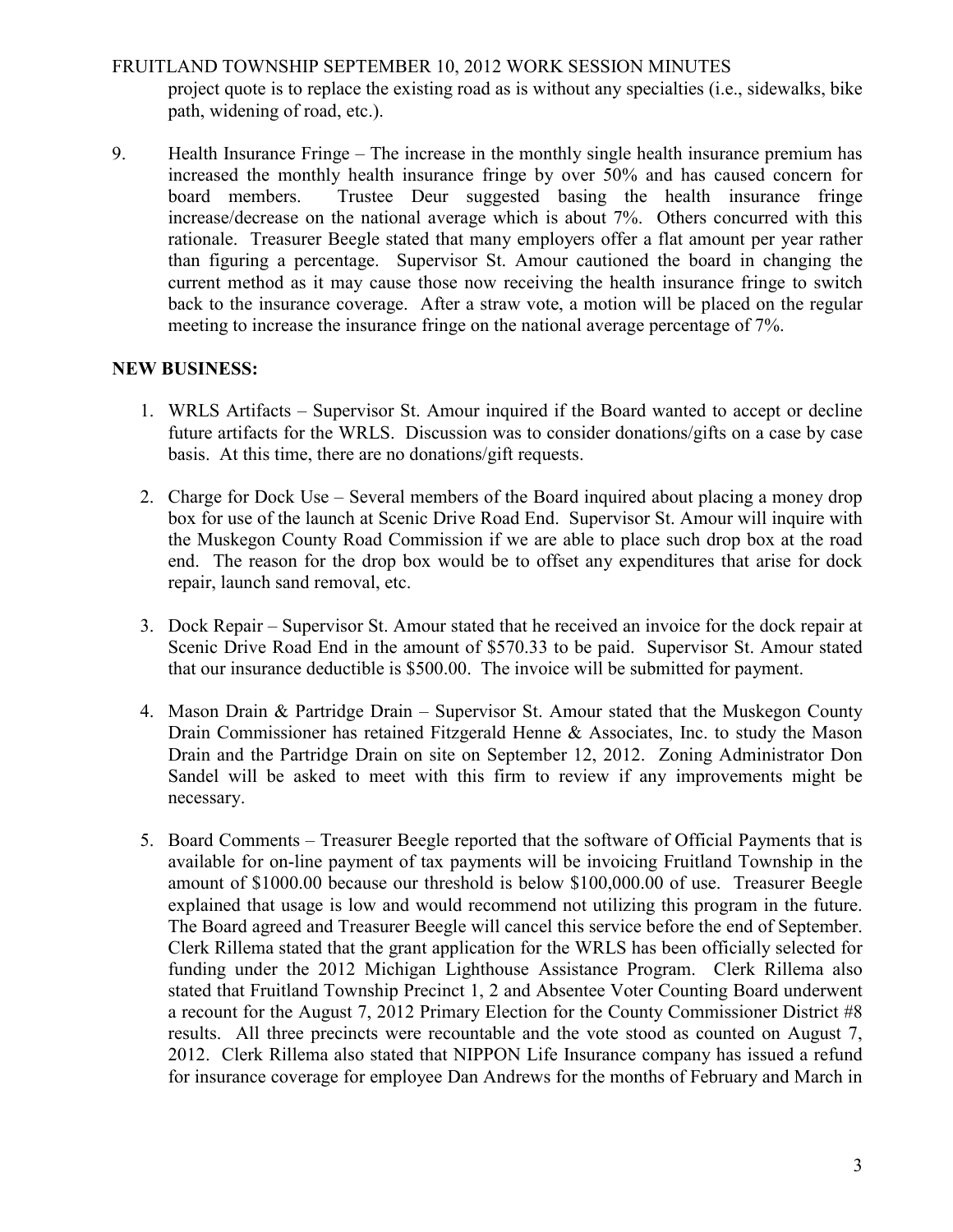project quote is to replace the existing road as is without any specialties (i.e., sidewalks, bike path, widening of road, etc.).

9. Health Insurance Fringe – The increase in the monthly single health insurance premium has increased the monthly health insurance fringe by over 50% and has caused concern for board members. Trustee Deur suggested basing the health insurance fringe increase/decrease on the national average which is about 7%. Others concurred with this rationale. Treasurer Beegle stated that many employers offer a flat amount per year rather than figuring a percentage. Supervisor St. Amour cautioned the board in changing the current method as it may cause those now receiving the health insurance fringe to switch back to the insurance coverage. After a straw vote, a motion will be placed on the regular meeting to increase the insurance fringe on the national average percentage of 7%.

**NEW BUSINESS:**

1. WRLS Artifacts – Supervisor St. Amour inquired if the Board wanted to accept or decline future artifacts for the WRLS. Discussion was to consider donations/gifts on a case by case basis. At this time, there are no donations/gift requests.

2. Charge for Dock Use – Several members of the Board inquired about placing a money drop box for use of the launch at Scenic Drive Road End. Supervisor St. Amour will inquire with the Muskegon County Road Commission if we are able to place such drop box at the road end. The reason for the drop box would be to offset any expenditures that arise for dock repair, launch sand removal, etc.

3. Dock Repair – Supervisor St. Amour stated that he received an invoice for the dock repair at Scenic Drive Road End in the amount of $570.33 to be paid. Supervisor St. Amour stated that our insurance deductible is $500.00. The invoice will be submitted for payment.

4. Mason Drain & Partridge Drain – Supervisor St. Amour stated that the Muskegon County Drain Commissioner has retained Fitzgerald Henne & Associates, Inc. to study the Mason Drain and the Partridge Drain on site on September 12, 2012. Zoning Administrator Don Sandel will be asked to meet with this firm to review if any improvements might be necessary.

5. Board Comments – Treasurer Beegle reported that the software of Official Payments that is available for on-line payment of tax payments will be invoicing Fruitland Township in the amount of $1000.00 because our threshold is below $100,000.00 of use. Treasurer Beegle explained that usage is low and would recommend not utilizing this program in the future. The Board agreed and Treasurer Beegle will cancel this service before the end of September. Clerk Rillema stated that the grant application for the WRLS has been officially selected for funding under the 2012 Michigan Lighthouse Assistance Program. Clerk Rillema also stated that Fruitland Township Precinct 1, 2 and Absentee Voter Counting Board underwent a recount for the August 7, 2012 Primary Election for the County Commissioner District #8 results. All three precincts were recountable and the vote stood as counted on August 7, 2012. Clerk Rillema also stated that NIPPON Life Insurance company has issued a refund for insurance coverage for employee Dan Andrews for the months of February and March in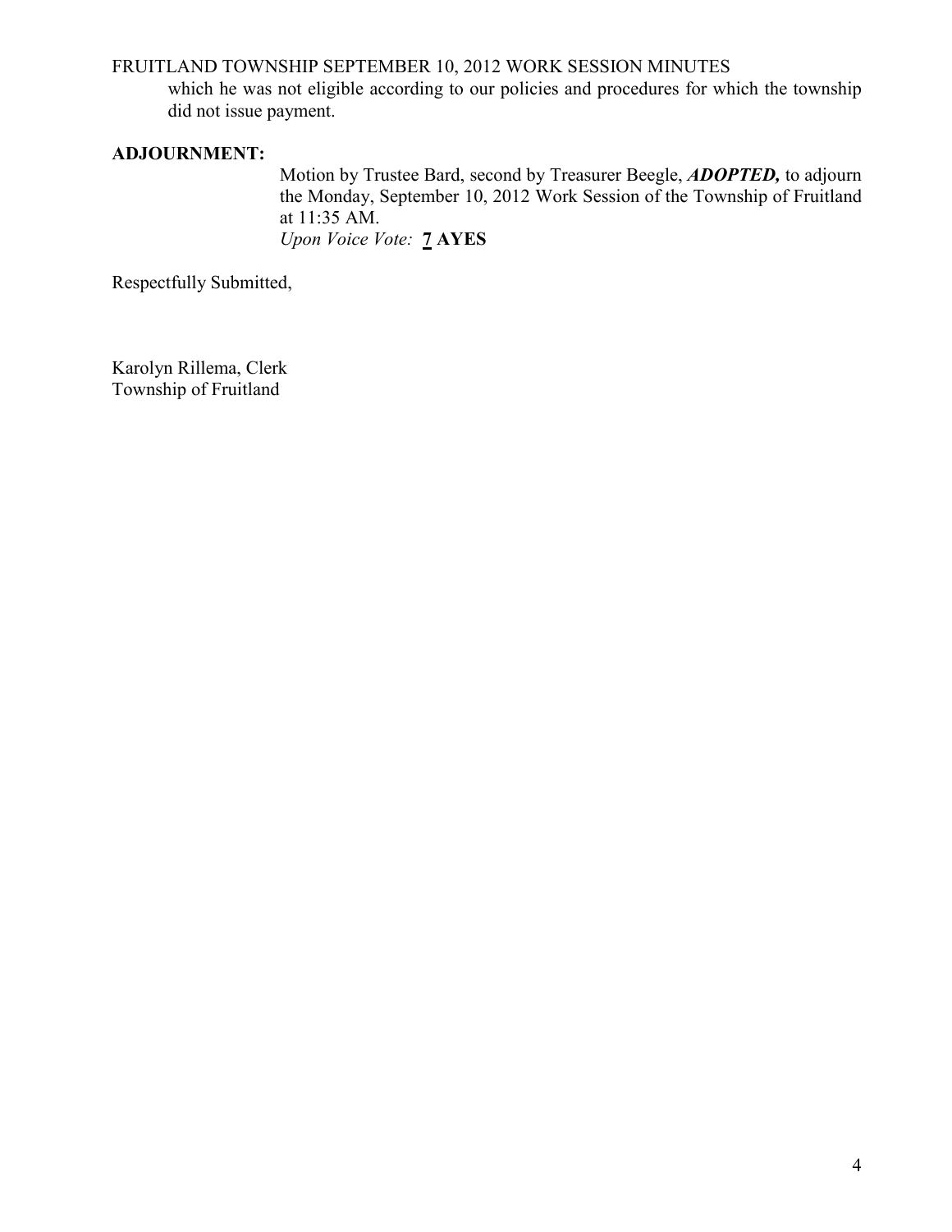which he was not eligible according to our policies and procedures for which the township did not issue payment.

**ADJOURNMENT:**

Motion by Trustee Bard, second by Treasurer Beegle, ***ADOPTED,*** to adjourn the Monday, September 10, 2012 Work Session of the Township of Fruitland at 11:35 AM.
*Upon Voice Vote:* **7 AYES**

Respectfully Submitted,

Karolyn Rillema, Clerk
Township of Fruitland